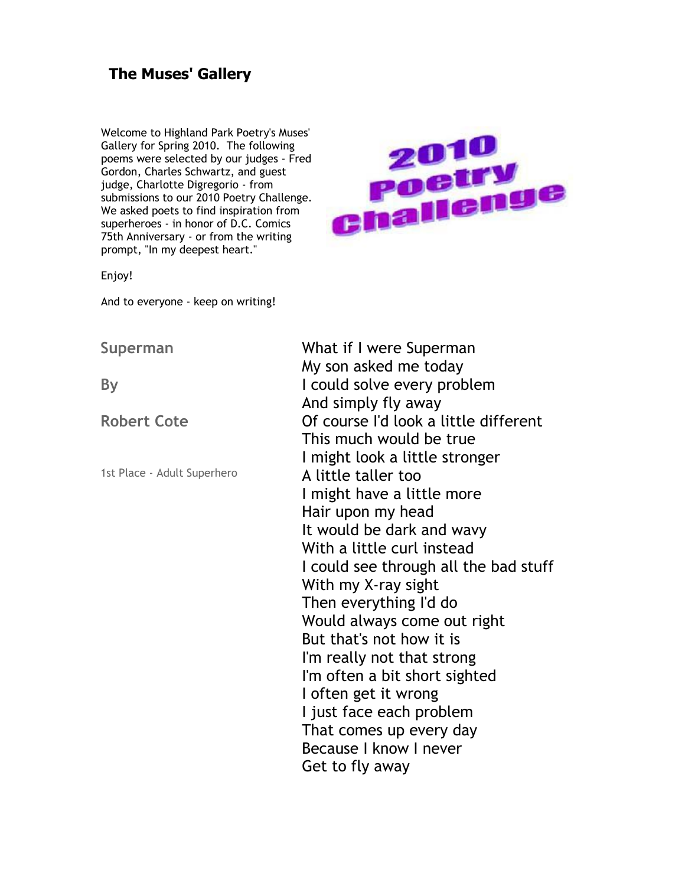# The Muses' Gallery

Welcome to Highland Park Poetry's Muses' Gallery for Spring 2010. The following poems were selected by our judges - Fred Gordon, Charles Schwartz, and guest judge, Charlotte Digregorio - from submissions to our 2010 Poetry Challenge. We asked poets to find inspiration from superheroes - in honor of D.C. Comics 75th Anniversary - or from the writing prompt, "In my deepest heart."

Enjoy!

And to everyone - keep on writing!

2010 Poetry Challenge

## Superman

**By**

**Robert Cote**

1st Place - Adult Superhero

What if I were Superman  
My son asked me today  
I could solve every problem  
And simply fly away  
Of course I'd look a little different  
This much would be true  
I might look a little stronger  
A little taller too  
I might have a little more  
Hair upon my head  
It would be dark and wavy  
With a little curl instead  
I could see through all the bad stuff  
With my X-ray sight  
Then everything I'd do  
Would always come out right  
But that's not how it is  
I'm really not that strong  
I'm often a bit short sighted  
I often get it wrong  
I just face each problem  
That comes up every day  
Because I know I never  
Get to fly away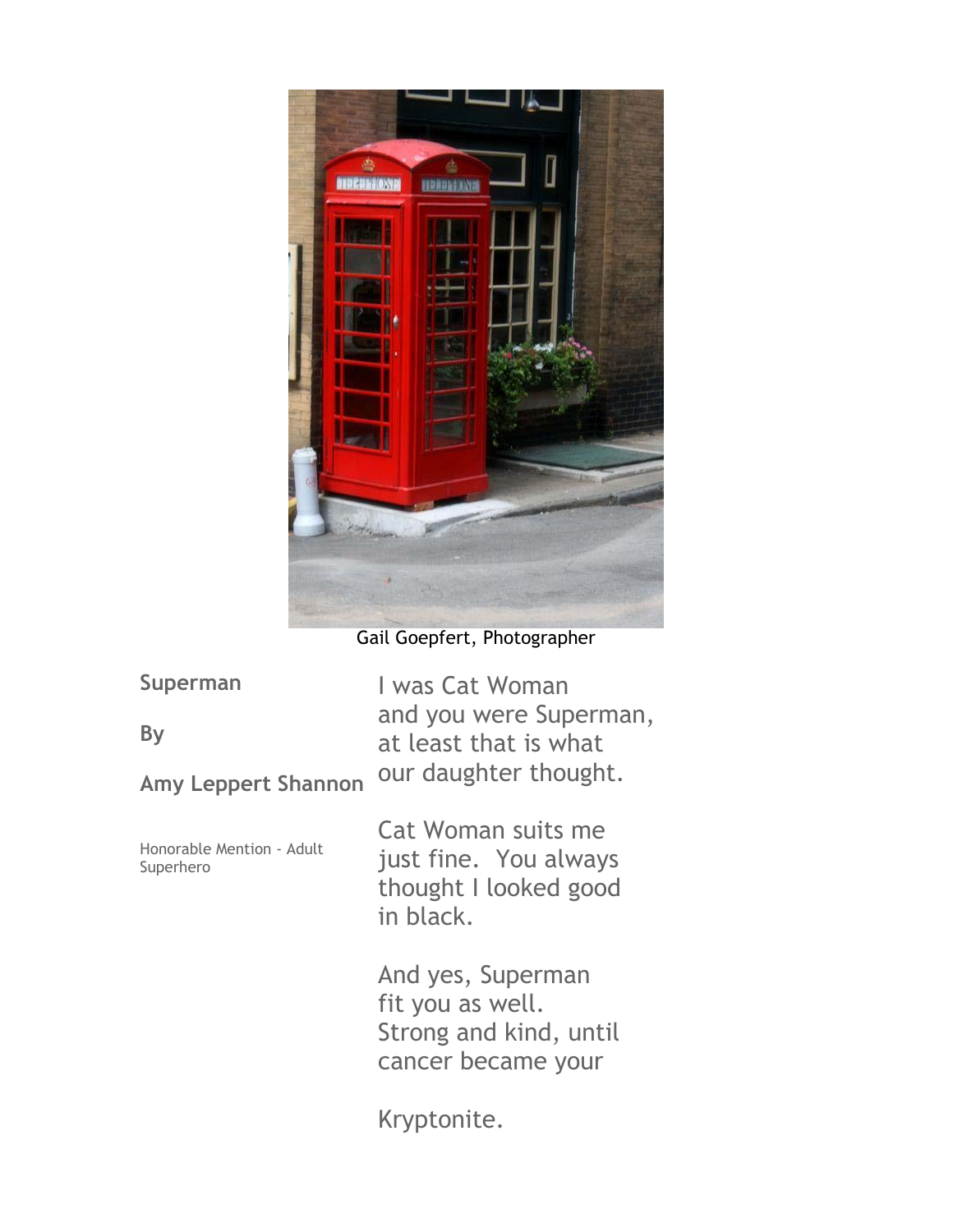Gail Goepfert, Photographer

## Superman

**By**

**Amy Leppert Shannon**

Honorable Mention - Adult Superhero

I was Cat Woman
and you were Superman,
at least that is what
our daughter thought.

Cat Woman suits me
just fine.  You always
thought I looked good
in black.

And yes, Superman
fit you as well.
Strong and kind, until
cancer became your

Kryptonite.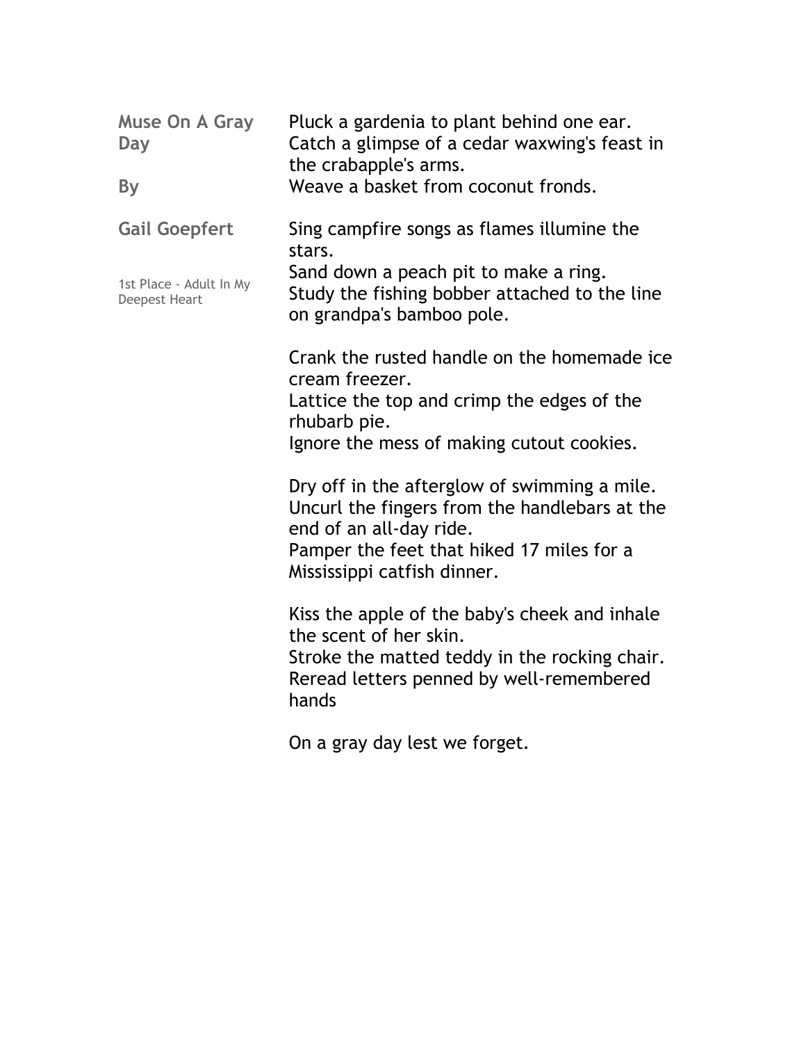## Muse On A Gray Day

**By**

**Gail Goepfert**

1st Place - Adult In My Deepest Heart

Pluck a gardenia to plant behind one ear.
Catch a glimpse of a cedar waxwing's feast in the crabapple's arms.
Weave a basket from coconut fronds.

Sing campfire songs as flames illumine the stars.
Sand down a peach pit to make a ring.
Study the fishing bobber attached to the line on grandpa's bamboo pole.

Crank the rusted handle on the homemade ice cream freezer.
Lattice the top and crimp the edges of the rhubarb pie.
Ignore the mess of making cutout cookies.

Dry off in the afterglow of swimming a mile.
Uncurl the fingers from the handlebars at the end of an all-day ride.
Pamper the feet that hiked 17 miles for a Mississippi catfish dinner.

Kiss the apple of the baby's cheek and inhale the scent of her skin.
Stroke the matted teddy in the rocking chair.
Reread letters penned by well-remembered hands

On a gray day lest we forget.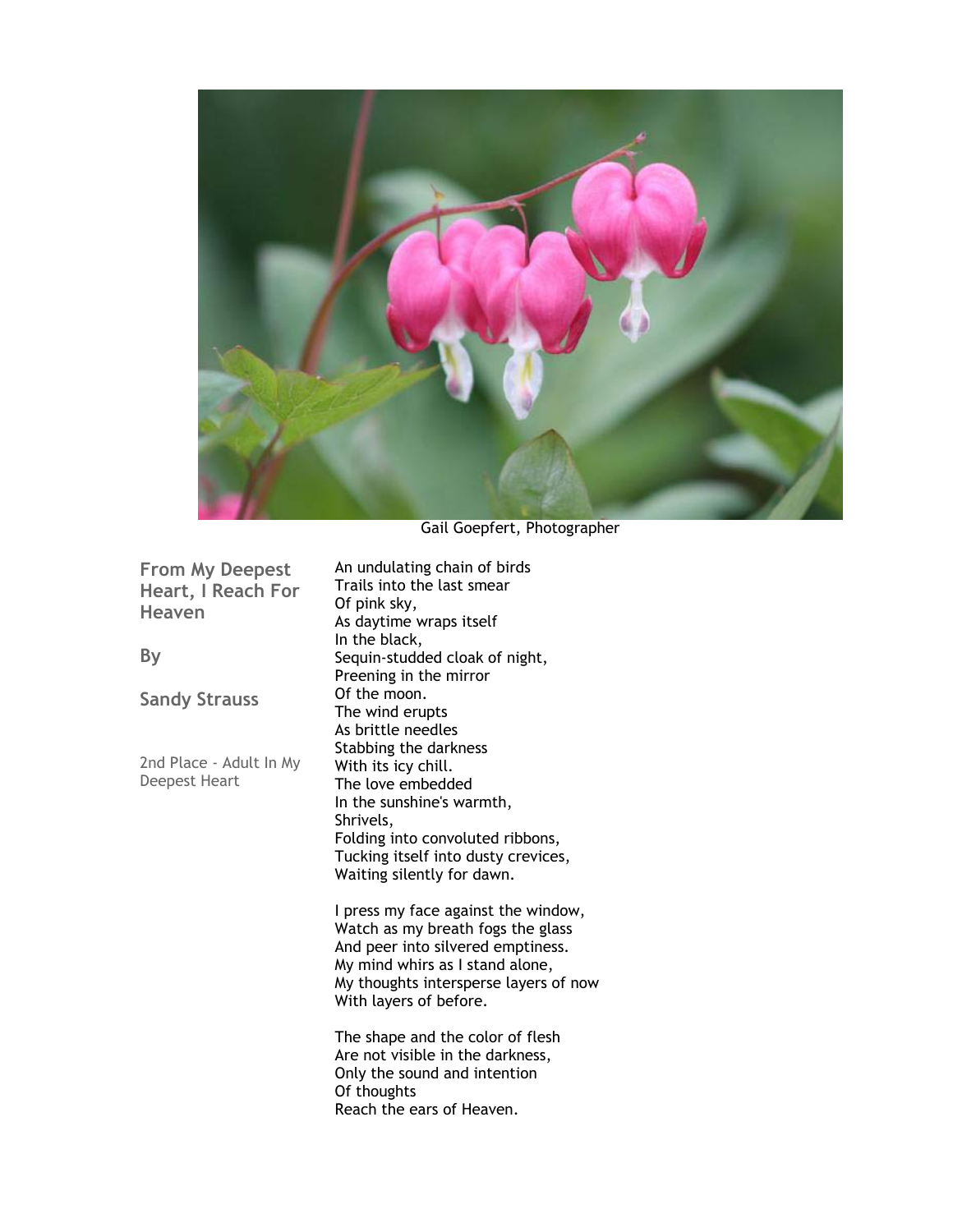Gail Goepfert, Photographer

## From My Deepest Heart, I Reach For Heaven

**By**

**Sandy Strauss**

2nd Place - Adult In My Deepest Heart

An undulating chain of birds
Trails into the last smear
Of pink sky,
As daytime wraps itself
In the black,
Sequin-studded cloak of night,
Preening in the mirror
Of the moon.
The wind erupts
As brittle needles
Stabbing the darkness
With its icy chill.
The love embedded
In the sunshine's warmth,
Shrivels,
Folding into convoluted ribbons,
Tucking itself into dusty crevices,
Waiting silently for dawn.

I press my face against the window,
Watch as my breath fogs the glass
And peer into silvered emptiness.
My mind whirs as I stand alone,
My thoughts intersperse layers of now
With layers of before.

The shape and the color of flesh
Are not visible in the darkness,
Only the sound and intention
Of thoughts
Reach the ears of Heaven.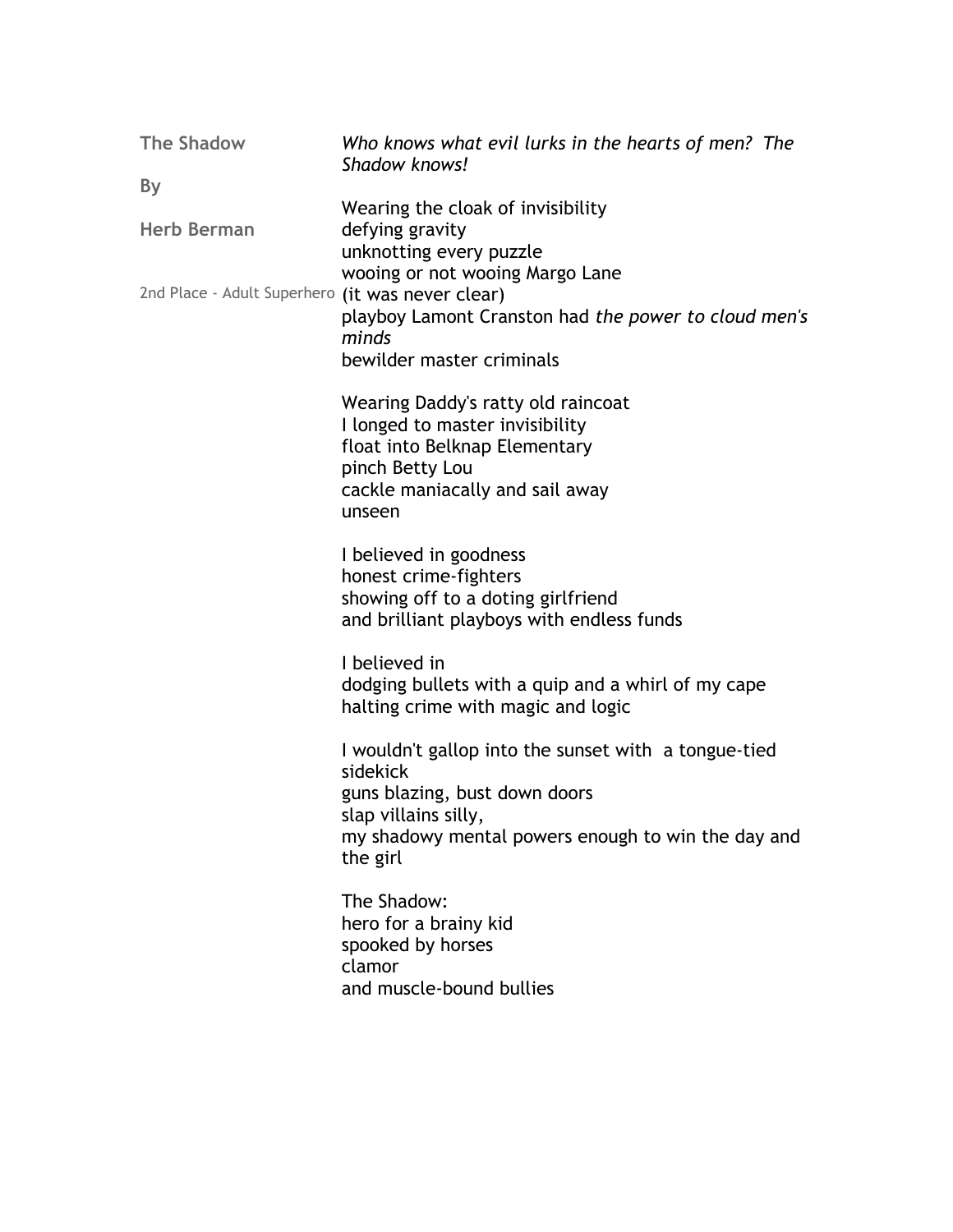## The Shadow

By

**Herb Berman**

2nd Place - Adult Superhero

*Who knows what evil lurks in the hearts of men? The Shadow knows!*

Wearing the cloak of invisibility
defying gravity
unknotting every puzzle
wooing or not wooing Margo Lane
(it was never clear)
playboy Lamont Cranston had *the power to cloud men's minds*
bewilder master criminals

Wearing Daddy's ratty old raincoat
I longed to master invisibility
float into Belknap Elementary
pinch Betty Lou
cackle maniacally and sail away
unseen

I believed in goodness
honest crime-fighters
showing off to a doting girlfriend
and brilliant playboys with endless funds

I believed in
dodging bullets with a quip and a whirl of my cape
halting crime with magic and logic

I wouldn't gallop into the sunset with a tongue-tied sidekick
guns blazing, bust down doors
slap villains silly,
my shadowy mental powers enough to win the day and the girl

The Shadow:
hero for a brainy kid
spooked by horses
clamor
and muscle-bound bullies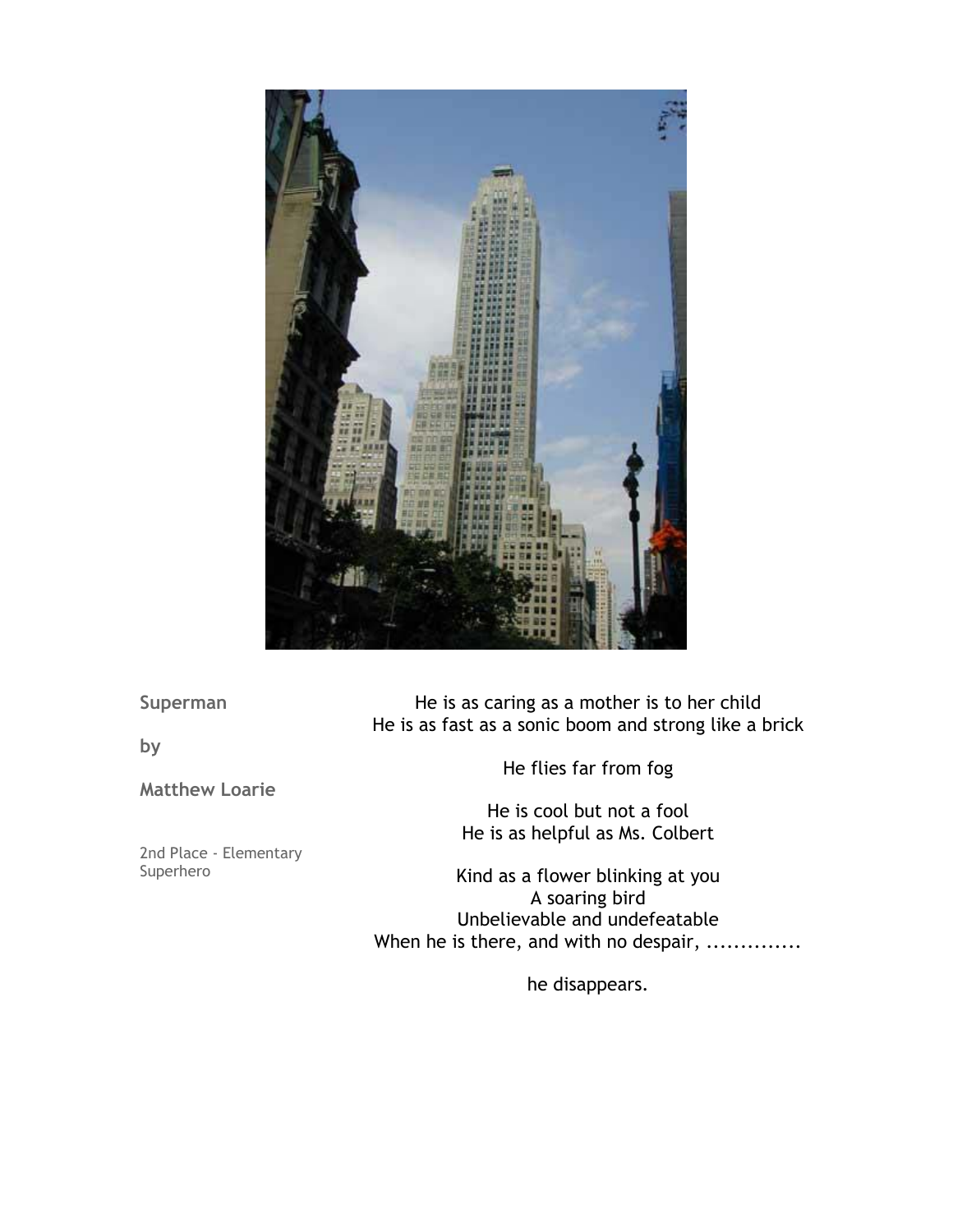**Superman**

**by**

**Matthew Loarie**

2nd Place - Elementary Superhero

He is as caring as a mother is to her child
He is as fast as a sonic boom and strong like a brick

He flies far from fog

He is cool but not a fool
He is as helpful as Ms. Colbert

Kind as a flower blinking at you
A soaring bird
Unbelievable and undefeatable
When he is there, and with no despair, ..............

he disappears.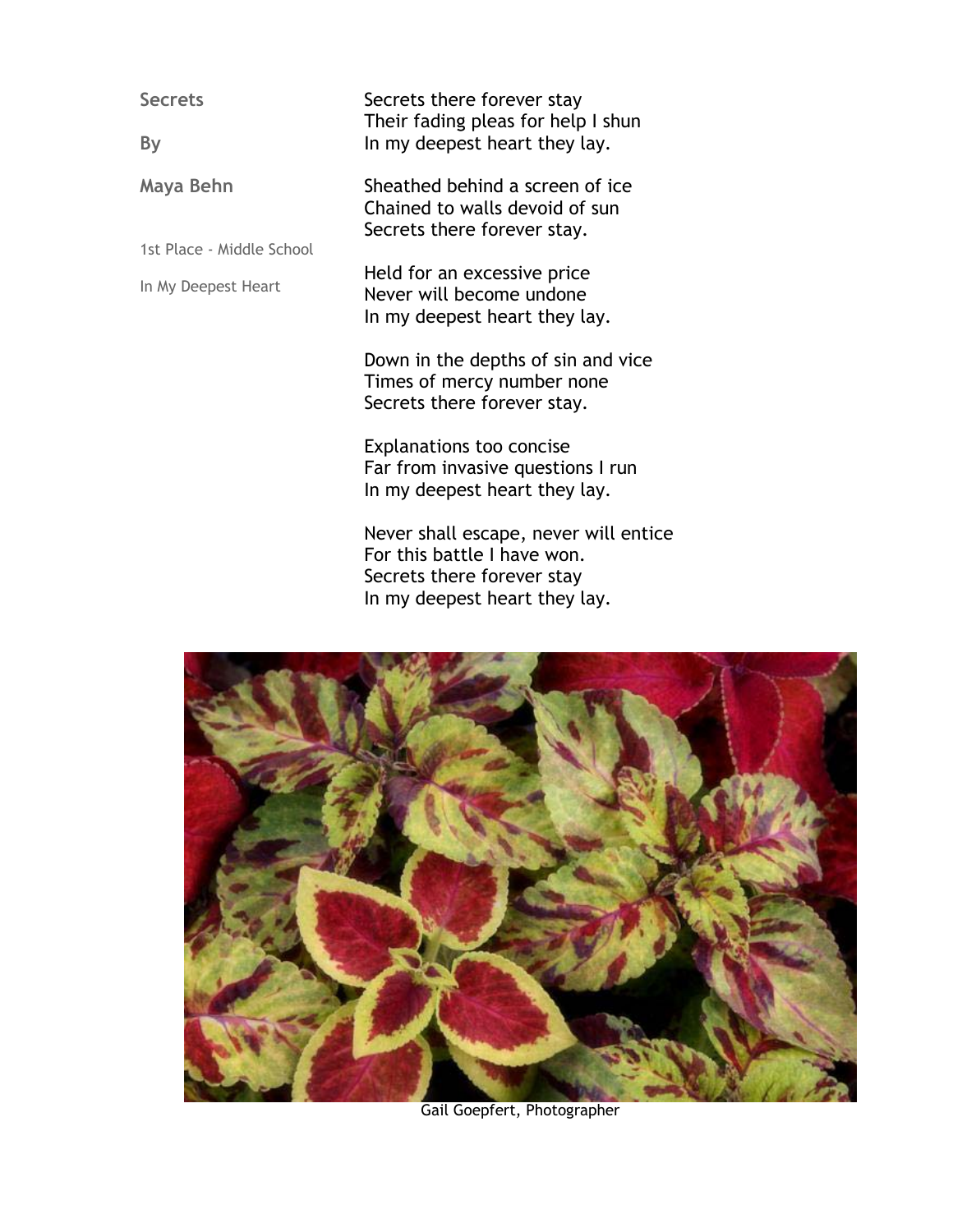## Secrets

**By**

**Maya Behn**

1st Place - Middle School

In My Deepest Heart

Secrets there forever stay
Their fading pleas for help I shun
In my deepest heart they lay.

Sheathed behind a screen of ice
Chained to walls devoid of sun
Secrets there forever stay.

Held for an excessive price
Never will become undone
In my deepest heart they lay.

Down in the depths of sin and vice
Times of mercy number none
Secrets there forever stay.

Explanations too concise
Far from invasive questions I run
In my deepest heart they lay.

Never shall escape, never will entice
For this battle I have won.
Secrets there forever stay
In my deepest heart they lay.

Gail Goepfert, Photographer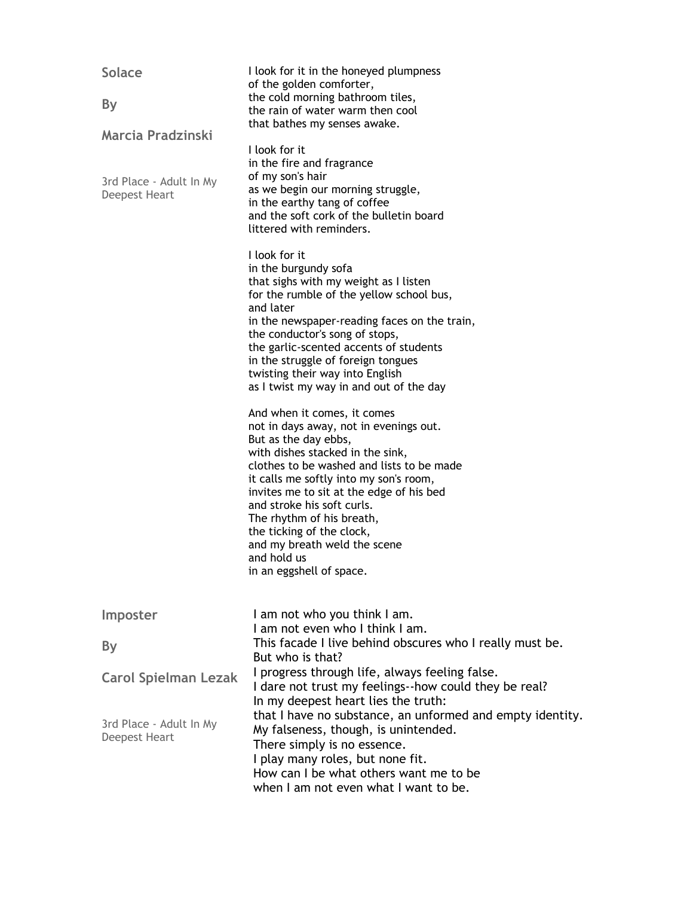## Solace

**By**

**Marcia Pradzinski**

3rd Place - Adult In My Deepest Heart

I look for it in the honeyed plumpness  
of the golden comforter,  
the cold morning bathroom tiles,  
the rain of water warm then cool  
that bathes my senses awake.

I look for it  
in the fire and fragrance  
of my son's hair  
as we begin our morning struggle,  
in the earthy tang of coffee  
and the soft cork of the bulletin board  
littered with reminders.

I look for it  
in the burgundy sofa  
that sighs with my weight as I listen  
for the rumble of the yellow school bus,  
and later  
in the newspaper-reading faces on the train,  
the conductor's song of stops,  
the garlic-scented accents of students  
in the struggle of foreign tongues  
twisting their way into English  
as I twist my way in and out of the day

And when it comes, it comes  
not in days away, not in evenings out.  
But as the day ebbs,  
with dishes stacked in the sink,  
clothes to be washed and lists to be made  
it calls me softly into my son's room,  
invites me to sit at the edge of his bed  
and stroke his soft curls.  
The rhythm of his breath,  
the ticking of the clock,  
and my breath weld the scene  
and hold us  
in an eggshell of space.

## Imposter

**By**

**Carol Spielman Lezak**

3rd Place - Adult In My Deepest Heart

I am not who you think I am.  
I am not even who I think I am.  
This facade I live behind obscures who I really must be.  
But who is that?  
I progress through life, always feeling false.  
I dare not trust my feelings--how could they be real?  
In my deepest heart lies the truth:  
that I have no substance, an unformed and empty identity.  
My falseness, though, is unintended.  
There simply is no essence.  
I play many roles, but none fit.  
How can I be what others want me to be  
when I am not even what I want to be.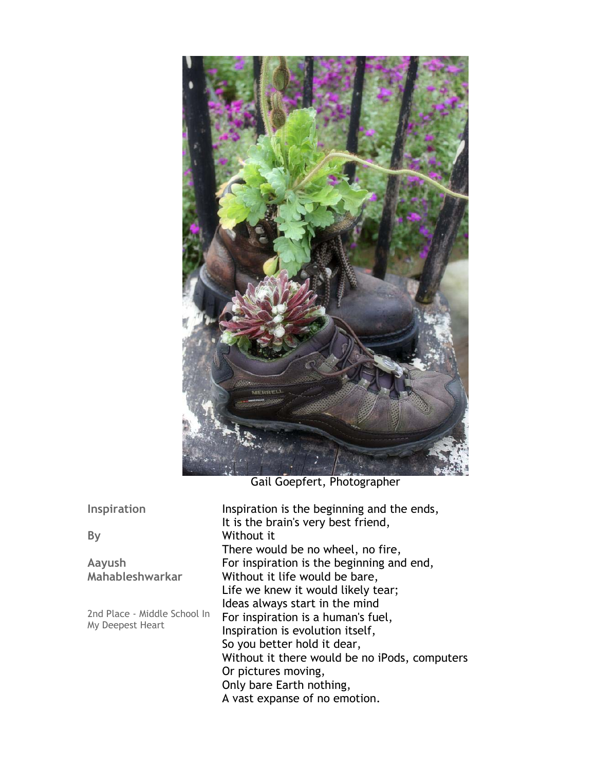Gail Goepfert, Photographer

**Inspiration**

**By**

**Aayush Mahableshwarkar**

2nd Place - Middle School In My Deepest Heart

Inspiration is the beginning and the ends,
It is the brain's very best friend,
Without it
There would be no wheel, no fire,
For inspiration is the beginning and end,
Without it life would be bare,
Life we knew it would likely tear;
Ideas always start in the mind
For inspiration is a human's fuel,
Inspiration is evolution itself,
So you better hold it dear,
Without it there would be no iPods, computers
Or pictures moving,
Only bare Earth nothing,
A vast expanse of no emotion.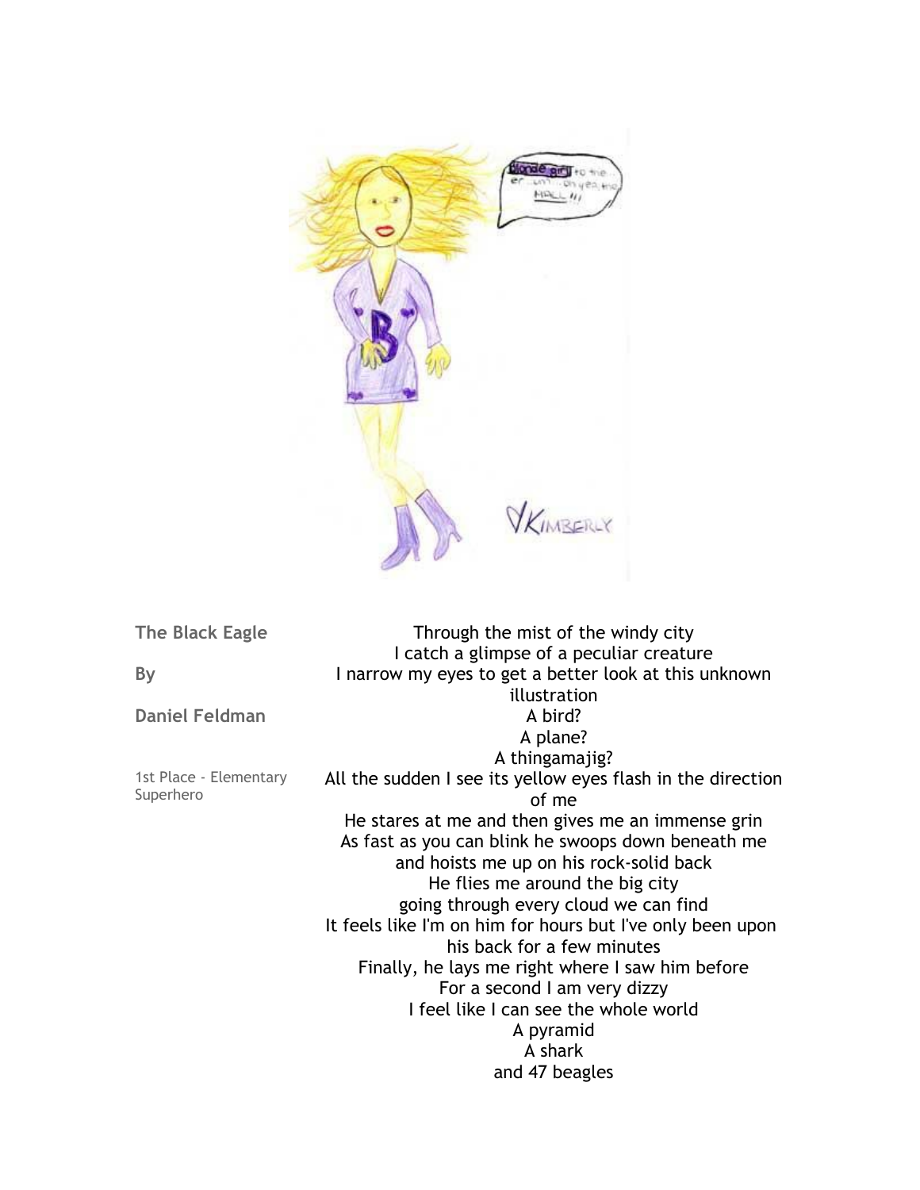**The Black Eagle**

**By**

**Daniel Feldman**

1st Place - Elementary Superhero

Through the mist of the windy city
I catch a glimpse of a peculiar creature
I narrow my eyes to get a better look at this unknown illustration
A bird?
A plane?
A thingamajig?
All the sudden I see its yellow eyes flash in the direction of me
He stares at me and then gives me an immense grin
As fast as you can blink he swoops down beneath me
and hoists me up on his rock-solid back
He flies me around the big city
going through every cloud we can find
It feels like I'm on him for hours but I've only been upon his back for a few minutes
Finally, he lays me right where I saw him before
For a second I am very dizzy
I feel like I can see the whole world
A pyramid
A shark
and 47 beagles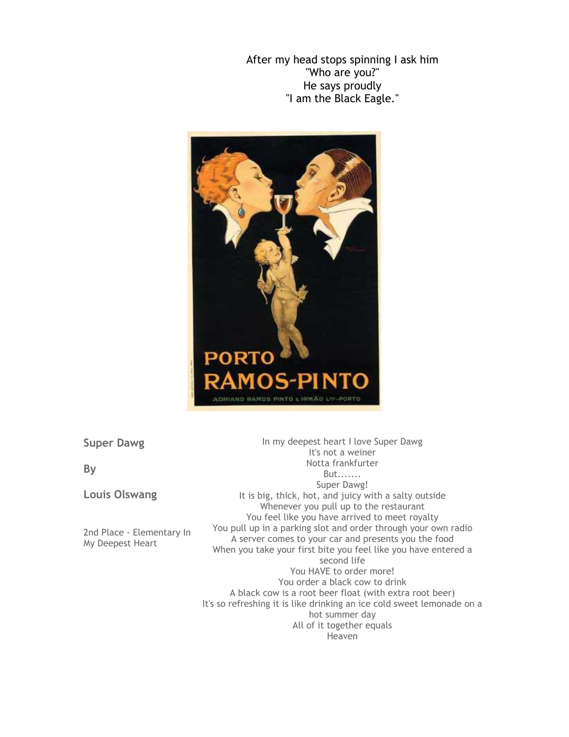After my head stops spinning I ask him
"Who are you?"
He says proudly
"I am the Black Eagle."

**Super Dawg**

**By**

**Louis Olswang**

2nd Place - Elementary In My Deepest Heart

In my deepest heart I love Super Dawg
It's not a weiner
Notta frankfurter
But.......
Super Dawg!
It is big, thick, hot, and juicy with a salty outside
Whenever you pull up to the restaurant
You feel like you have arrived to meet royalty
You pull up in a parking slot and order through your own radio
A server comes to your car and presents you the food
When you take your first bite you feel like you have entered a second life
You HAVE to order more!
You order a black cow to drink
A black cow is a root beer float (with extra root beer)
It's so refreshing it is like drinking an ice cold sweet lemonade on a hot summer day
All of it together equals
Heaven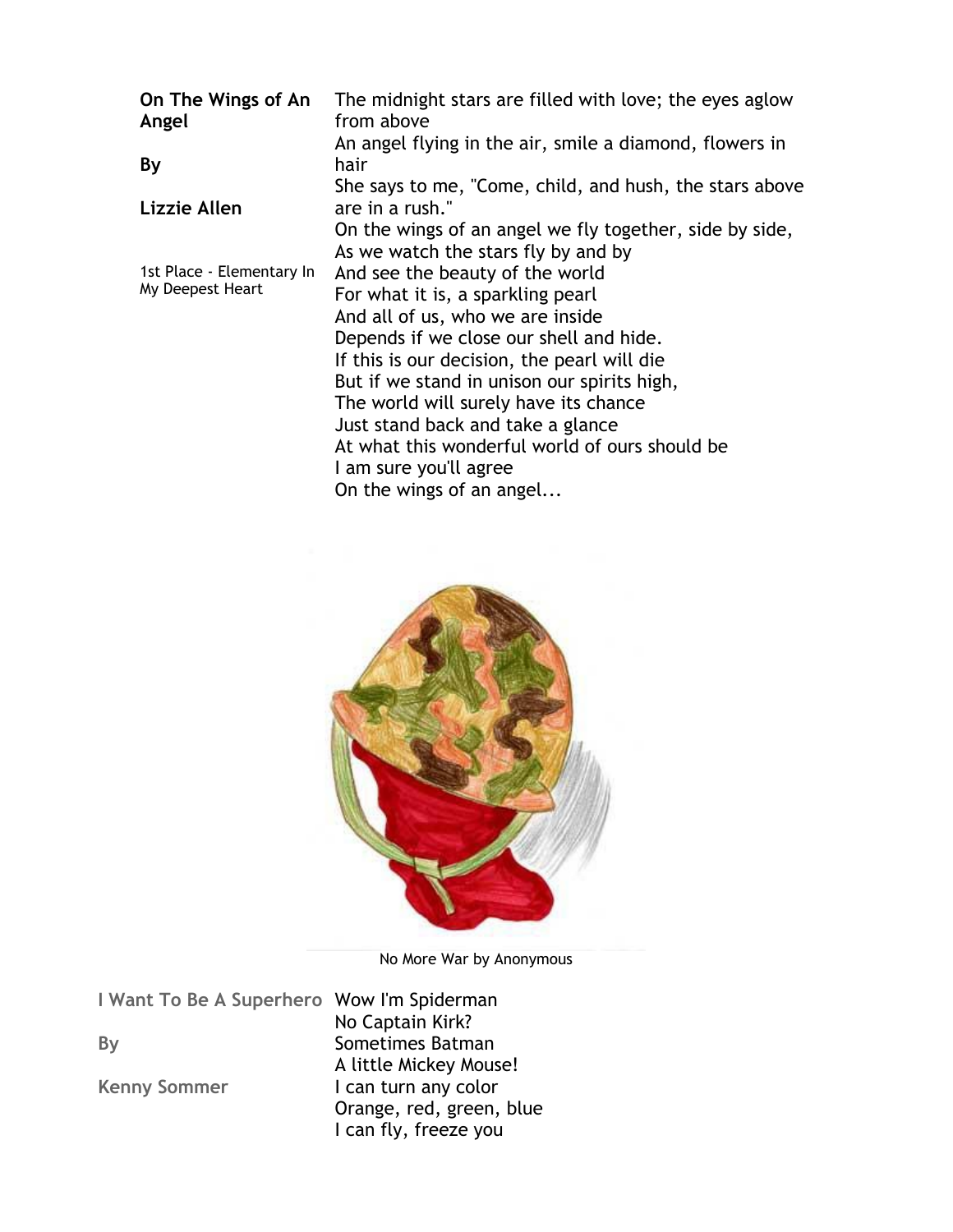**On The Wings of An Angel**

**By**

**Lizzie Allen**

1st Place - Elementary In My Deepest Heart

The midnight stars are filled with love; the eyes aglow from above
An angel flying in the air, smile a diamond, flowers in hair
She says to me, "Come, child, and hush, the stars above are in a rush."
On the wings of an angel we fly together, side by side,
As we watch the stars fly by and by
And see the beauty of the world
For what it is, a sparkling pearl
And all of us, who we are inside
Depends if we close our shell and hide.
If this is our decision, the pearl will die
But if we stand in unison our spirits high,
The world will surely have its chance
Just stand back and take a glance
At what this wonderful world of ours should be
I am sure you'll agree
On the wings of an angel...

No More War by Anonymous

**I Want To Be A Superhero**

**By**

**Kenny Sommer**

Wow I'm Spiderman
No Captain Kirk?
Sometimes Batman
A little Mickey Mouse!
I can turn any color
Orange, red, green, blue
I can fly, freeze you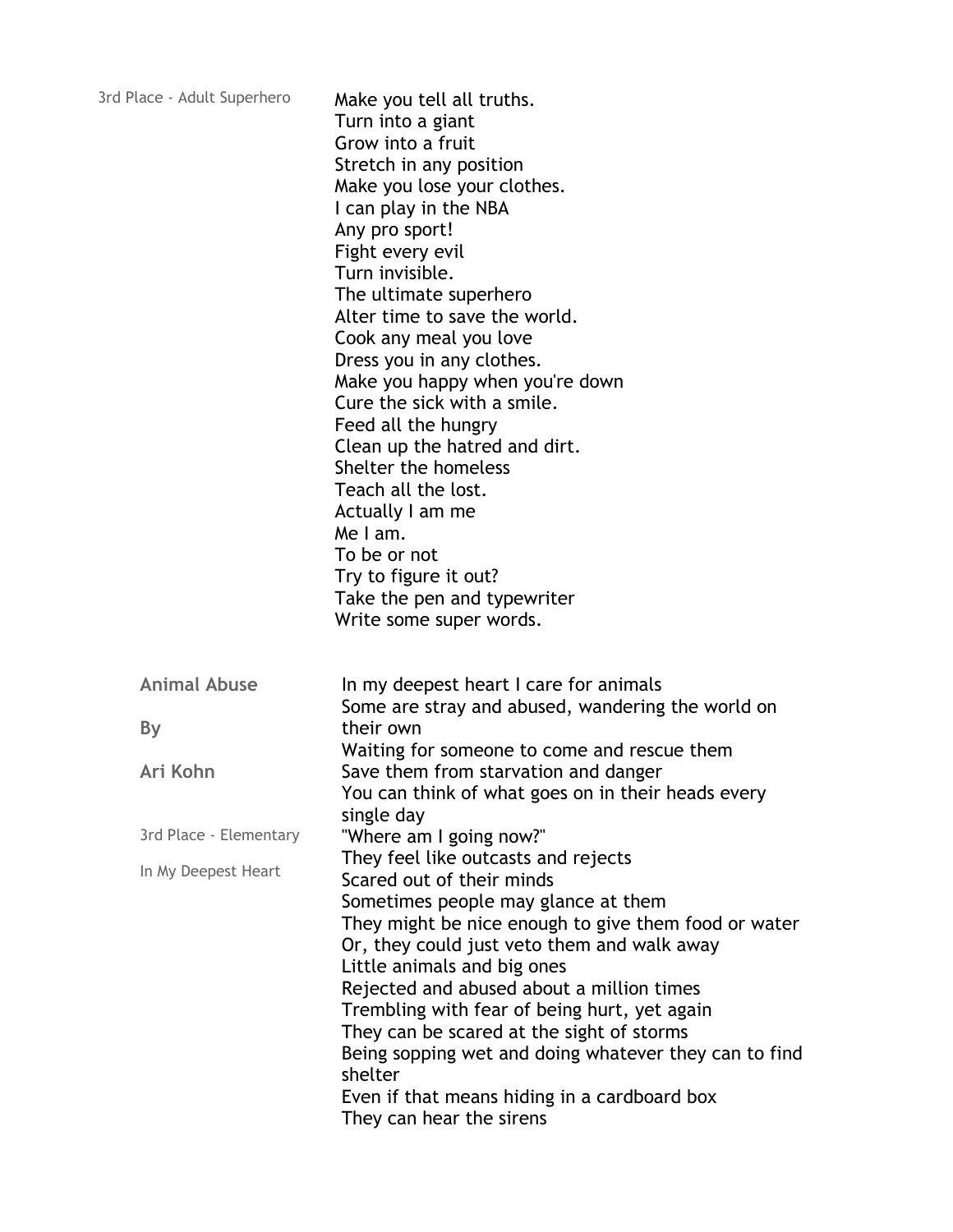3rd Place - Adult Superhero

Make you tell all truths.
Turn into a giant
Grow into a fruit
Stretch in any position
Make you lose your clothes.
I can play in the NBA
Any pro sport!
Fight every evil
Turn invisible.
The ultimate superhero
Alter time to save the world.
Cook any meal you love
Dress you in any clothes.
Make you happy when you're down
Cure the sick with a smile.
Feed all the hungry
Clean up the hatred and dirt.
Shelter the homeless
Teach all the lost.
Actually I am me
Me I am.
To be or not
Try to figure it out?
Take the pen and typewriter
Write some super words.

## Animal Abuse

**By**

**Ari Kohn**

3rd Place - Elementary

In My Deepest Heart

In my deepest heart I care for animals
Some are stray and abused, wandering the world on their own
Waiting for someone to come and rescue them
Save them from starvation and danger
You can think of what goes on in their heads every single day
"Where am I going now?"
They feel like outcasts and rejects
Scared out of their minds
Sometimes people may glance at them
They might be nice enough to give them food or water
Or, they could just veto them and walk away
Little animals and big ones
Rejected and abused about a million times
Trembling with fear of being hurt, yet again
They can be scared at the sight of storms
Being sopping wet and doing whatever they can to find shelter
Even if that means hiding in a cardboard box
They can hear the sirens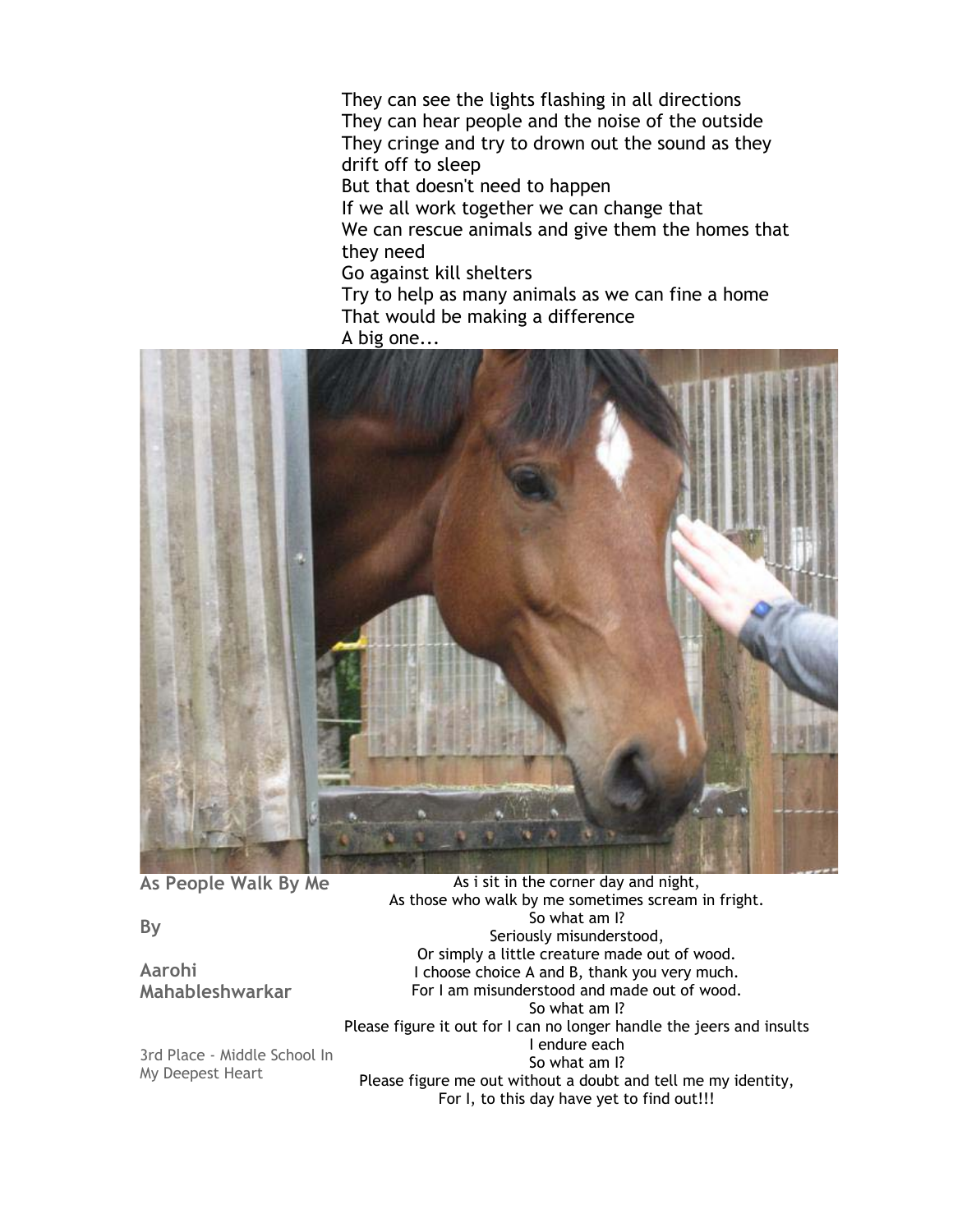They can see the lights flashing in all directions
They can hear people and the noise of the outside
They cringe and try to drown out the sound as they drift off to sleep
But that doesn't need to happen
If we all work together we can change that
We can rescue animals and give them the homes that they need
Go against kill shelters
Try to help as many animals as we can fine a home
That would be making a difference
A big one...

## As People Walk By Me

**By**

**Aarohi Mahableshwarkar**

3rd Place - Middle School In My Deepest Heart

As i sit in the corner day and night,
As those who walk by me sometimes scream in fright.
So what am I?
Seriously misunderstood,
Or simply a little creature made out of wood.
I choose choice A and B, thank you very much.
For I am misunderstood and made out of wood.
So what am I?
Please figure it out for I can no longer handle the jeers and insults
I endure each
So what am I?
Please figure me out without a doubt and tell me my identity,
For I, to this day have yet to find out!!!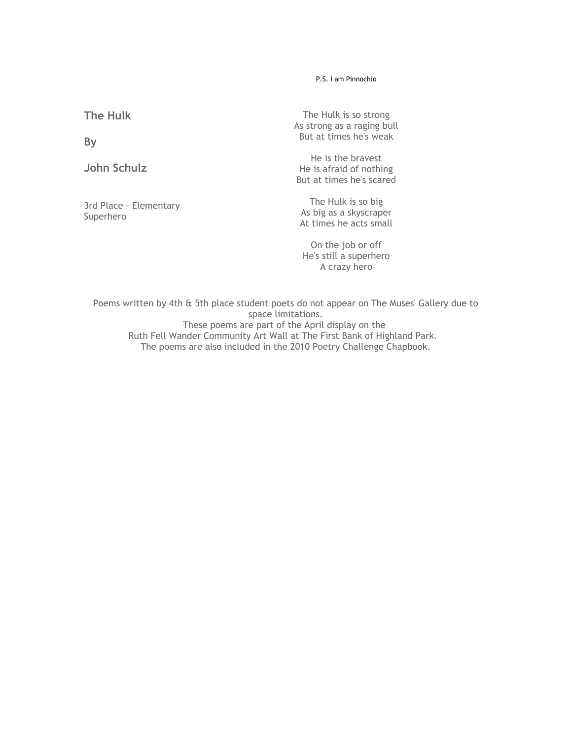P.S. I am Pinnochio

## The Hulk

**By**

**John Schulz**

3rd Place - Elementary
Superhero

The Hulk is so strong
As strong as a raging bull
But at times he's weak

He is the bravest
He is afraid of nothing
But at times he's scared

The Hulk is so big
As big as a skyscraper
At times he acts small

On the job or off
He's still a superhero
A crazy hero

Poems written by 4th & 5th place student poets do not appear on The Muses' Gallery due to space limitations.
These poems are part of the April display on the
Ruth Fell Wander Community Art Wall at The First Bank of Highland Park.
The poems are also included in the 2010 Poetry Challenge Chapbook.